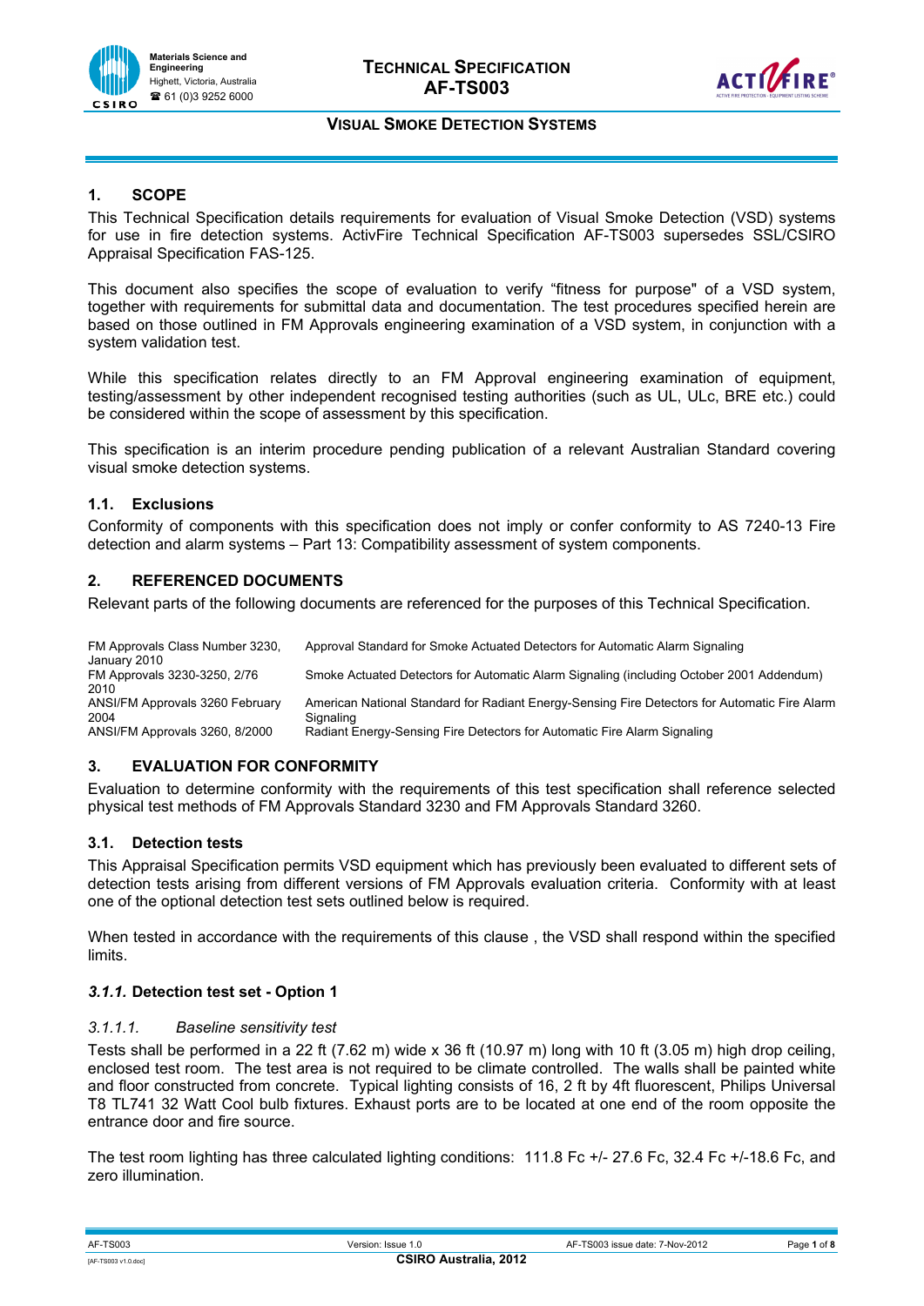# TECHNICAL SPECIFICATION AF-TS003

## VISUAL SMOKE DETECTION SYSTEMS

## 1. SCOPE

This Technical Specification details requirements for evaluation of Visual Smoke Detection (VSD) systems for use in fire detection systems. ActivFire Technical Specification AF-TS003 supersedes SSL/CSIRO Appraisal Specification FAS-125.

This document also specifies the scope of evaluation to verify "fitness for purpose" of a VSD system, together with requirements for submittal data and documentation. The test procedures specified herein are based on those outlined in FM Approvals engineering examination of a VSD system, in conjunction with a system validation test.

While this specification relates directly to an FM Approval engineering examination of equipment, testing/assessment by other independent recognised testing authorities (such as UL, ULc, BRE etc.) could be considered within the scope of assessment by this specification.

This specification is an interim procedure pending publication of a relevant Australian Standard covering visual smoke detection systems.

### 1.1. Exclusions

Conformity of components with this specification does not imply or confer conformity to AS 7240-13 Fire detection and alarm systems – Part 13: Compatibility assessment of system components.

## 2. REFERENCED DOCUMENTS

Relevant parts of the following documents are referenced for the purposes of this Technical Specification.

| | |
|---|---|
| FM Approvals Class Number 3230, January 2010 | Approval Standard for Smoke Actuated Detectors for Automatic Alarm Signaling |
| FM Approvals 3230-3250, 2/76 2010 | Smoke Actuated Detectors for Automatic Alarm Signaling (including October 2001 Addendum) |
| ANSI/FM Approvals 3260 February 2004 | American National Standard for Radiant Energy-Sensing Fire Detectors for Automatic Fire Alarm Signaling |
| ANSI/FM Approvals 3260, 8/2000 | Radiant Energy-Sensing Fire Detectors for Automatic Fire Alarm Signaling |

## 3. EVALUATION FOR CONFORMITY

Evaluation to determine conformity with the requirements of this test specification shall reference selected physical test methods of FM Approvals Standard 3230 and FM Approvals Standard 3260.

### 3.1. Detection tests

This Appraisal Specification permits VSD equipment which has previously been evaluated to different sets of detection tests arising from different versions of FM Approvals evaluation criteria. Conformity with at least one of the optional detection test sets outlined below is required.

When tested in accordance with the requirements of this clause , the VSD shall respond within the specified limits.

#### *3.1.1.* Detection test set - Option 1

##### *3.1.1.1. Baseline sensitivity test*

Tests shall be performed in a 22 ft (7.62 m) wide x 36 ft (10.97 m) long with 10 ft (3.05 m) high drop ceiling, enclosed test room. The test area is not required to be climate controlled. The walls shall be painted white and floor constructed from concrete. Typical lighting consists of 16, 2 ft by 4ft fluorescent, Philips Universal T8 TL741 32 Watt Cool bulb fixtures. Exhaust ports are to be located at one end of the room opposite the entrance door and fire source.

The test room lighting has three calculated lighting conditions: 111.8 Fc +/- 27.6 Fc, 32.4 Fc +/-18.6 Fc, and zero illumination.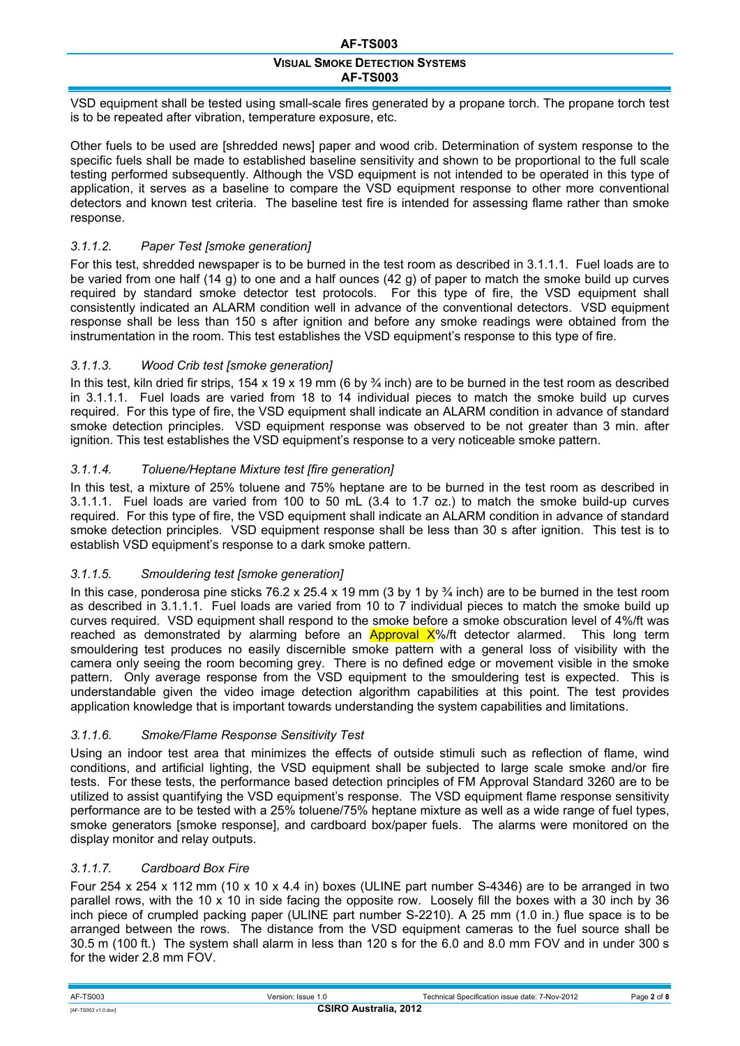VSD equipment shall be tested using small-scale fires generated by a propane torch. The propane torch test is to be repeated after vibration, temperature exposure, etc.

Other fuels to be used are [shredded news] paper and wood crib. Determination of system response to the specific fuels shall be made to established baseline sensitivity and shown to be proportional to the full scale testing performed subsequently. Although the VSD equipment is not intended to be operated in this type of application, it serves as a baseline to compare the VSD equipment response to other more conventional detectors and known test criteria. The baseline test fire is intended for assessing flame rather than smoke response.

### *3.1.1.2. Paper Test [smoke generation]*

For this test, shredded newspaper is to be burned in the test room as described in 3.1.1.1. Fuel loads are to be varied from one half (14 g) to one and a half ounces (42 g) of paper to match the smoke build up curves required by standard smoke detector test protocols. For this type of fire, the VSD equipment shall consistently indicated an ALARM condition well in advance of the conventional detectors. VSD equipment response shall be less than 150 s after ignition and before any smoke readings were obtained from the instrumentation in the room. This test establishes the VSD equipment's response to this type of fire.

### *3.1.1.3. Wood Crib test [smoke generation]*

In this test, kiln dried fir strips, 154 x 19 x 19 mm (6 by ¾ inch) are to be burned in the test room as described in 3.1.1.1. Fuel loads are varied from 18 to 14 individual pieces to match the smoke build up curves required. For this type of fire, the VSD equipment shall indicate an ALARM condition in advance of standard smoke detection principles. VSD equipment response was observed to be not greater than 3 min. after ignition. This test establishes the VSD equipment's response to a very noticeable smoke pattern.

### *3.1.1.4. Toluene/Heptane Mixture test [fire generation]*

In this test, a mixture of 25% toluene and 75% heptane are to be burned in the test room as described in 3.1.1.1. Fuel loads are varied from 100 to 50 mL (3.4 to 1.7 oz.) to match the smoke build-up curves required. For this type of fire, the VSD equipment shall indicate an ALARM condition in advance of standard smoke detection principles. VSD equipment response shall be less than 30 s after ignition. This test is to establish VSD equipment's response to a dark smoke pattern.

### *3.1.1.5. Smouldering test [smoke generation]*

In this case, ponderosa pine sticks 76.2 x 25.4 x 19 mm (3 by 1 by ¾ inch) are to be burned in the test room as described in 3.1.1.1. Fuel loads are varied from 10 to 7 individual pieces to match the smoke build up curves required. VSD equipment shall respond to the smoke before a smoke obscuration level of 4%/ft was reached as demonstrated by alarming before an Approval X%/ft detector alarmed. This long term smouldering test produces no easily discernible smoke pattern with a general loss of visibility with the camera only seeing the room becoming grey. There is no defined edge or movement visible in the smoke pattern. Only average response from the VSD equipment to the smouldering test is expected. This is understandable given the video image detection algorithm capabilities at this point. The test provides application knowledge that is important towards understanding the system capabilities and limitations.

### *3.1.1.6. Smoke/Flame Response Sensitivity Test*

Using an indoor test area that minimizes the effects of outside stimuli such as reflection of flame, wind conditions, and artificial lighting, the VSD equipment shall be subjected to large scale smoke and/or fire tests. For these tests, the performance based detection principles of FM Approval Standard 3260 are to be utilized to assist quantifying the VSD equipment's response. The VSD equipment flame response sensitivity performance are to be tested with a 25% toluene/75% heptane mixture as well as a wide range of fuel types, smoke generators [smoke response], and cardboard box/paper fuels. The alarms were monitored on the display monitor and relay outputs.

### *3.1.1.7. Cardboard Box Fire*

Four 254 x 254 x 112 mm (10 x 10 x 4.4 in) boxes (ULINE part number S-4346) are to be arranged in two parallel rows, with the 10 x 10 in side facing the opposite row. Loosely fill the boxes with a 30 inch by 36 inch piece of crumpled packing paper (ULINE part number S-2210). A 25 mm (1.0 in.) flue space is to be arranged between the rows. The distance from the VSD equipment cameras to the fuel source shall be 30.5 m (100 ft.) The system shall alarm in less than 120 s for the 6.0 and 8.0 mm FOV and in under 300 s for the wider 2.8 mm FOV.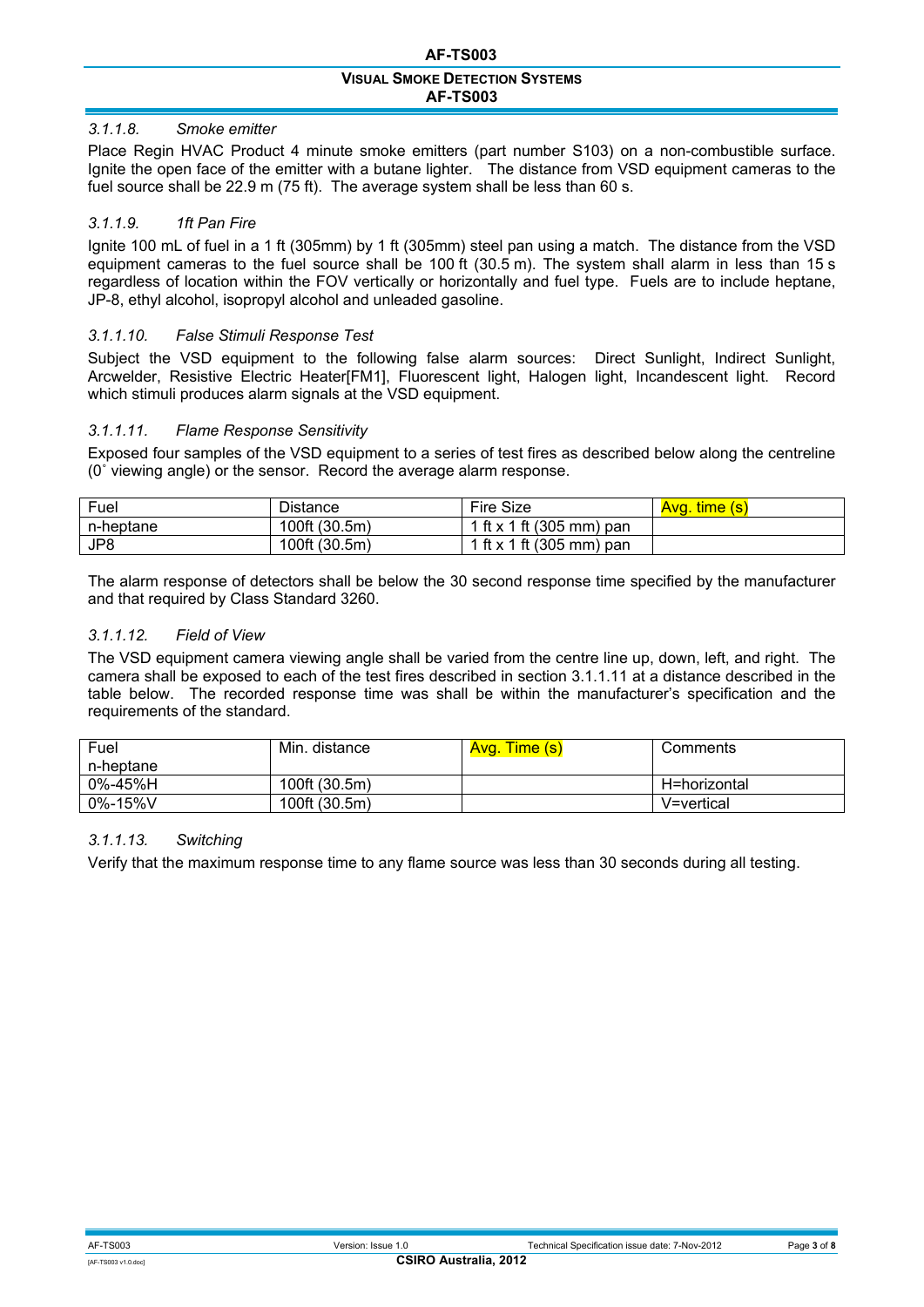#### *3.1.1.8. Smoke emitter*

Place Regin HVAC Product 4 minute smoke emitters (part number S103) on a non-combustible surface. Ignite the open face of the emitter with a butane lighter. The distance from VSD equipment cameras to the fuel source shall be 22.9 m (75 ft). The average system shall be less than 60 s.

#### *3.1.1.9. 1ft Pan Fire*

Ignite 100 mL of fuel in a 1 ft (305mm) by 1 ft (305mm) steel pan using a match. The distance from the VSD equipment cameras to the fuel source shall be 100 ft (30.5 m). The system shall alarm in less than 15 s regardless of location within the FOV vertically or horizontally and fuel type. Fuels are to include heptane, JP-8, ethyl alcohol, isopropyl alcohol and unleaded gasoline.

#### *3.1.1.10. False Stimuli Response Test*

Subject the VSD equipment to the following false alarm sources: Direct Sunlight, Indirect Sunlight, Arcwelder, Resistive Electric Heater[FM1], Fluorescent light, Halogen light, Incandescent light. Record which stimuli produces alarm signals at the VSD equipment.

#### *3.1.1.11. Flame Response Sensitivity*

Exposed four samples of the VSD equipment to a series of test fires as described below along the centreline (0˚ viewing angle) or the sensor. Record the average alarm response.

| Fuel | Distance | Fire Size | Avg. time (s) |
|---|---|---|---|
| n-heptane | 100ft (30.5m) | 1 ft x 1 ft (305 mm) pan | |
| JP8 | 100ft (30.5m) | 1 ft x 1 ft (305 mm) pan | |

The alarm response of detectors shall be below the 30 second response time specified by the manufacturer and that required by Class Standard 3260.

#### *3.1.1.12. Field of View*

The VSD equipment camera viewing angle shall be varied from the centre line up, down, left, and right. The camera shall be exposed to each of the test fires described in section 3.1.1.11 at a distance described in the table below. The recorded response time was shall be within the manufacturer's specification and the requirements of the standard.

| Fuel n-heptane | Min. distance | Avg. Time (s) | Comments |
|---|---|---|---|
| 0%-45%H | 100ft (30.5m) | | H=horizontal |
| 0%-15%V | 100ft (30.5m) | | V=vertical |

#### *3.1.1.13. Switching*

Verify that the maximum response time to any flame source was less than 30 seconds during all testing.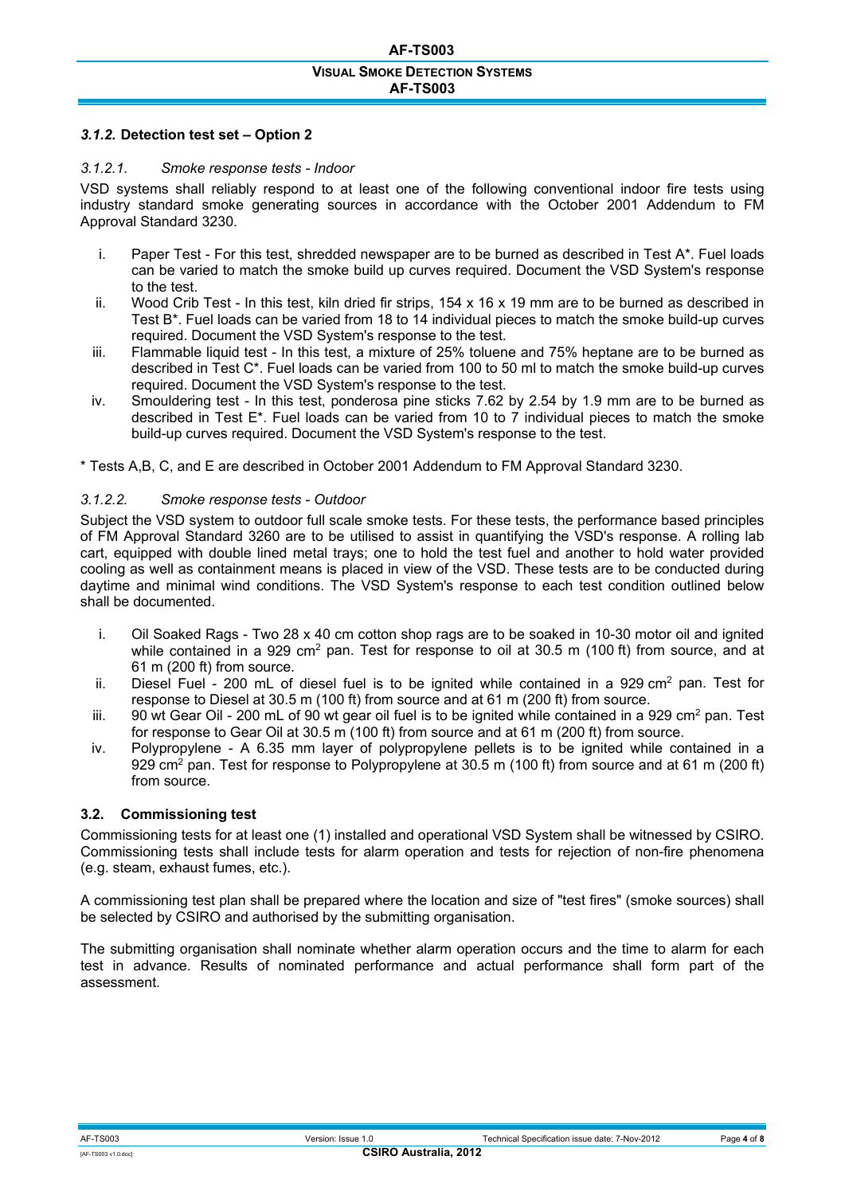### *3.1.2.* Detection test set – Option 2

#### *3.1.2.1. Smoke response tests - Indoor*

VSD systems shall reliably respond to at least one of the following conventional indoor fire tests using industry standard smoke generating sources in accordance with the October 2001 Addendum to FM Approval Standard 3230.

i. Paper Test - For this test, shredded newspaper are to be burned as described in Test A*. Fuel loads can be varied to match the smoke build up curves required. Document the VSD System's response to the test.
ii. Wood Crib Test - In this test, kiln dried fir strips, 154 x 16 x 19 mm are to be burned as described in Test B*. Fuel loads can be varied from 18 to 14 individual pieces to match the smoke build-up curves required. Document the VSD System's response to the test.
iii. Flammable liquid test - In this test, a mixture of 25% toluene and 75% heptane are to be burned as described in Test C*. Fuel loads can be varied from 100 to 50 ml to match the smoke build-up curves required. Document the VSD System's response to the test.
iv. Smouldering test - In this test, ponderosa pine sticks 7.62 by 2.54 by 1.9 mm are to be burned as described in Test E*. Fuel loads can be varied from 10 to 7 individual pieces to match the smoke build-up curves required. Document the VSD System's response to the test.

\* Tests A,B, C, and E are described in October 2001 Addendum to FM Approval Standard 3230.

#### *3.1.2.2. Smoke response tests - Outdoor*

Subject the VSD system to outdoor full scale smoke tests. For these tests, the performance based principles of FM Approval Standard 3260 are to be utilised to assist in quantifying the VSD's response. A rolling lab cart, equipped with double lined metal trays; one to hold the test fuel and another to hold water provided cooling as well as containment means is placed in view of the VSD. These tests are to be conducted during daytime and minimal wind conditions. The VSD System's response to each test condition outlined below shall be documented.

i. Oil Soaked Rags - Two 28 x 40 cm cotton shop rags are to be soaked in 10-30 motor oil and ignited while contained in a 929 $cm^2$ pan. Test for response to oil at 30.5 m (100 ft) from source, and at 61 m (200 ft) from source.
ii. Diesel Fuel - 200 mL of diesel fuel is to be ignited while contained in a 929 $cm^2$ pan. Test for response to Diesel at 30.5 m (100 ft) from source and at 61 m (200 ft) from source.
iii. 90 wt Gear Oil - 200 mL of 90 wt gear oil fuel is to be ignited while contained in a 929 $cm^2$ pan. Test for response to Gear Oil at 30.5 m (100 ft) from source and at 61 m (200 ft) from source.
iv. Polypropylene - A 6.35 mm layer of polypropylene pellets is to be ignited while contained in a 929 $cm^2$ pan. Test for response to Polypropylene at 30.5 m (100 ft) from source and at 61 m (200 ft) from source.

### 3.2. Commissioning test

Commissioning tests for at least one (1) installed and operational VSD System shall be witnessed by CSIRO. Commissioning tests shall include tests for alarm operation and tests for rejection of non-fire phenomena (e.g. steam, exhaust fumes, etc.).

A commissioning test plan shall be prepared where the location and size of "test fires" (smoke sources) shall be selected by CSIRO and authorised by the submitting organisation.

The submitting organisation shall nominate whether alarm operation occurs and the time to alarm for each test in advance. Results of nominated performance and actual performance shall form part of the assessment.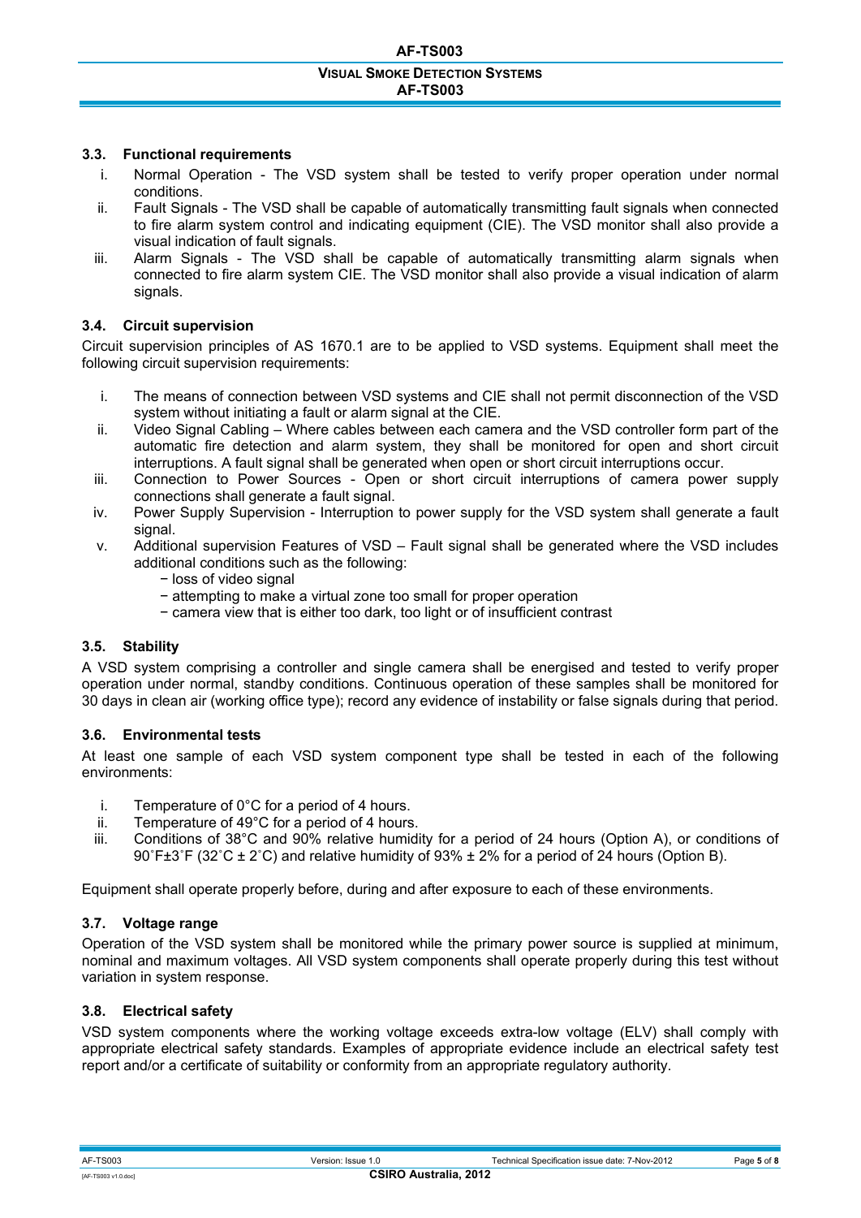### 3.3. Functional requirements

i. Normal Operation - The VSD system shall be tested to verify proper operation under normal conditions.
ii. Fault Signals - The VSD shall be capable of automatically transmitting fault signals when connected to fire alarm system control and indicating equipment (CIE). The VSD monitor shall also provide a visual indication of fault signals.
iii. Alarm Signals - The VSD shall be capable of automatically transmitting alarm signals when connected to fire alarm system CIE. The VSD monitor shall also provide a visual indication of alarm signals.

### 3.4. Circuit supervision

Circuit supervision principles of AS 1670.1 are to be applied to VSD systems. Equipment shall meet the following circuit supervision requirements:

i. The means of connection between VSD systems and CIE shall not permit disconnection of the VSD system without initiating a fault or alarm signal at the CIE.
ii. Video Signal Cabling – Where cables between each camera and the VSD controller form part of the automatic fire detection and alarm system, they shall be monitored for open and short circuit interruptions. A fault signal shall be generated when open or short circuit interruptions occur.
iii. Connection to Power Sources - Open or short circuit interruptions of camera power supply connections shall generate a fault signal.
iv. Power Supply Supervision - Interruption to power supply for the VSD system shall generate a fault signal.
v. Additional supervision Features of VSD – Fault signal shall be generated where the VSD includes additional conditions such as the following:
   − loss of video signal
   − attempting to make a virtual zone too small for proper operation
   − camera view that is either too dark, too light or of insufficient contrast

### 3.5. Stability

A VSD system comprising a controller and single camera shall be energised and tested to verify proper operation under normal, standby conditions. Continuous operation of these samples shall be monitored for 30 days in clean air (working office type); record any evidence of instability or false signals during that period.

### 3.6. Environmental tests

At least one sample of each VSD system component type shall be tested in each of the following environments:

i. Temperature of 0°C for a period of 4 hours.
ii. Temperature of 49°C for a period of 4 hours.
iii. Conditions of 38°C and 90% relative humidity for a period of 24 hours (Option A), or conditions of 90˚F±3˚F (32˚C ± 2˚C) and relative humidity of 93% ± 2% for a period of 24 hours (Option B).

Equipment shall operate properly before, during and after exposure to each of these environments.

### 3.7. Voltage range

Operation of the VSD system shall be monitored while the primary power source is supplied at minimum, nominal and maximum voltages. All VSD system components shall operate properly during this test without variation in system response.

### 3.8. Electrical safety

VSD system components where the working voltage exceeds extra-low voltage (ELV) shall comply with appropriate electrical safety standards. Examples of appropriate evidence include an electrical safety test report and/or a certificate of suitability or conformity from an appropriate regulatory authority.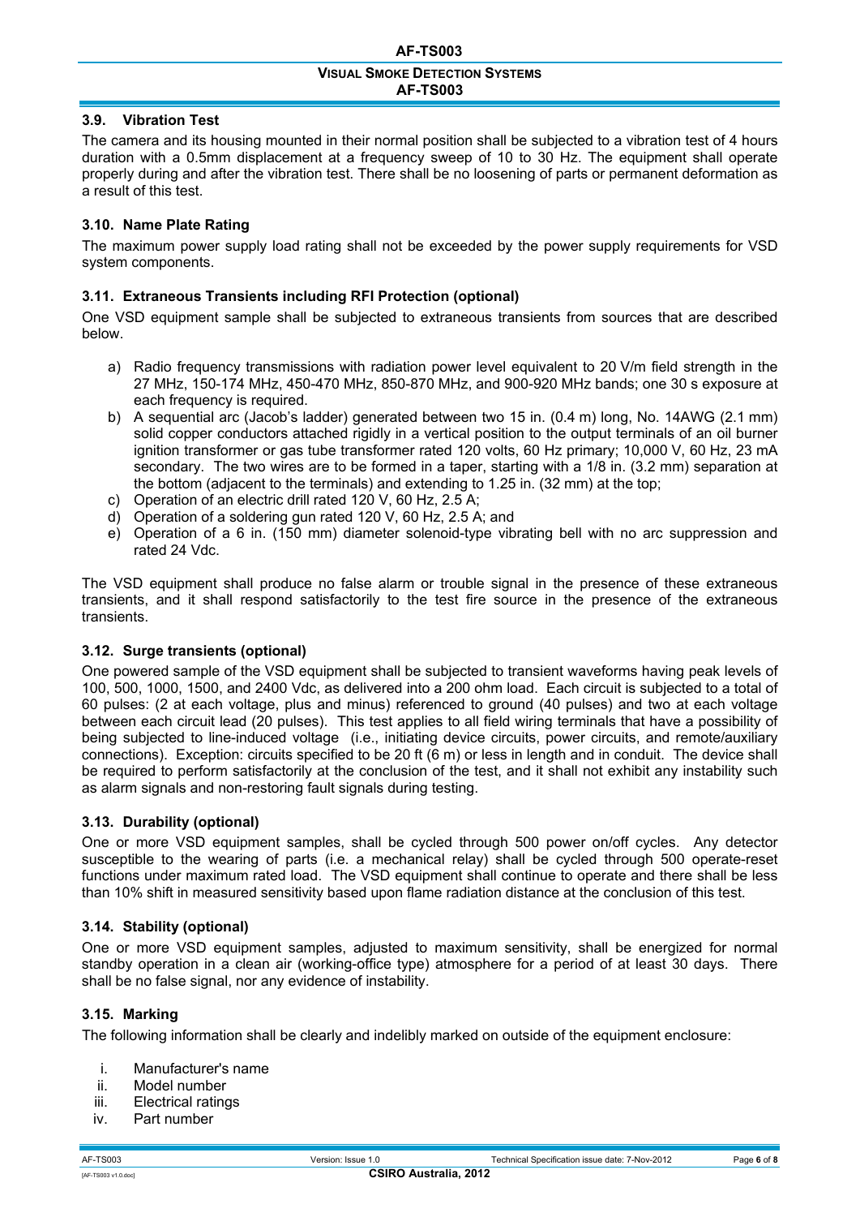### 3.9. Vibration Test

The camera and its housing mounted in their normal position shall be subjected to a vibration test of 4 hours duration with a 0.5mm displacement at a frequency sweep of 10 to 30 Hz. The equipment shall operate properly during and after the vibration test. There shall be no loosening of parts or permanent deformation as a result of this test.

### 3.10. Name Plate Rating

The maximum power supply load rating shall not be exceeded by the power supply requirements for VSD system components.

### 3.11. Extraneous Transients including RFI Protection (optional)

One VSD equipment sample shall be subjected to extraneous transients from sources that are described below.

a) Radio frequency transmissions with radiation power level equivalent to 20 V/m field strength in the 27 MHz, 150-174 MHz, 450-470 MHz, 850-870 MHz, and 900-920 MHz bands; one 30 s exposure at each frequency is required.
b) A sequential arc (Jacob's ladder) generated between two 15 in. (0.4 m) long, No. 14AWG (2.1 mm) solid copper conductors attached rigidly in a vertical position to the output terminals of an oil burner ignition transformer or gas tube transformer rated 120 volts, 60 Hz primary; 10,000 V, 60 Hz, 23 mA secondary. The two wires are to be formed in a taper, starting with a 1/8 in. (3.2 mm) separation at the bottom (adjacent to the terminals) and extending to 1.25 in. (32 mm) at the top;
c) Operation of an electric drill rated 120 V, 60 Hz, 2.5 A;
d) Operation of a soldering gun rated 120 V, 60 Hz, 2.5 A; and
e) Operation of a 6 in. (150 mm) diameter solenoid-type vibrating bell with no arc suppression and rated 24 Vdc.

The VSD equipment shall produce no false alarm or trouble signal in the presence of these extraneous transients, and it shall respond satisfactorily to the test fire source in the presence of the extraneous transients.

### 3.12. Surge transients (optional)

One powered sample of the VSD equipment shall be subjected to transient waveforms having peak levels of 100, 500, 1000, 1500, and 2400 Vdc, as delivered into a 200 ohm load. Each circuit is subjected to a total of 60 pulses: (2 at each voltage, plus and minus) referenced to ground (40 pulses) and two at each voltage between each circuit lead (20 pulses). This test applies to all field wiring terminals that have a possibility of being subjected to line-induced voltage (i.e., initiating device circuits, power circuits, and remote/auxiliary connections). Exception: circuits specified to be 20 ft (6 m) or less in length and in conduit. The device shall be required to perform satisfactorily at the conclusion of the test, and it shall not exhibit any instability such as alarm signals and non-restoring fault signals during testing.

### 3.13. Durability (optional)

One or more VSD equipment samples, shall be cycled through 500 power on/off cycles. Any detector susceptible to the wearing of parts (i.e. a mechanical relay) shall be cycled through 500 operate-reset functions under maximum rated load. The VSD equipment shall continue to operate and there shall be less than 10% shift in measured sensitivity based upon flame radiation distance at the conclusion of this test.

### 3.14. Stability (optional)

One or more VSD equipment samples, adjusted to maximum sensitivity, shall be energized for normal standby operation in a clean air (working-office type) atmosphere for a period of at least 30 days. There shall be no false signal, nor any evidence of instability.

### 3.15. Marking

The following information shall be clearly and indelibly marked on outside of the equipment enclosure:

i. Manufacturer's name
ii. Model number
iii. Electrical ratings
iv. Part number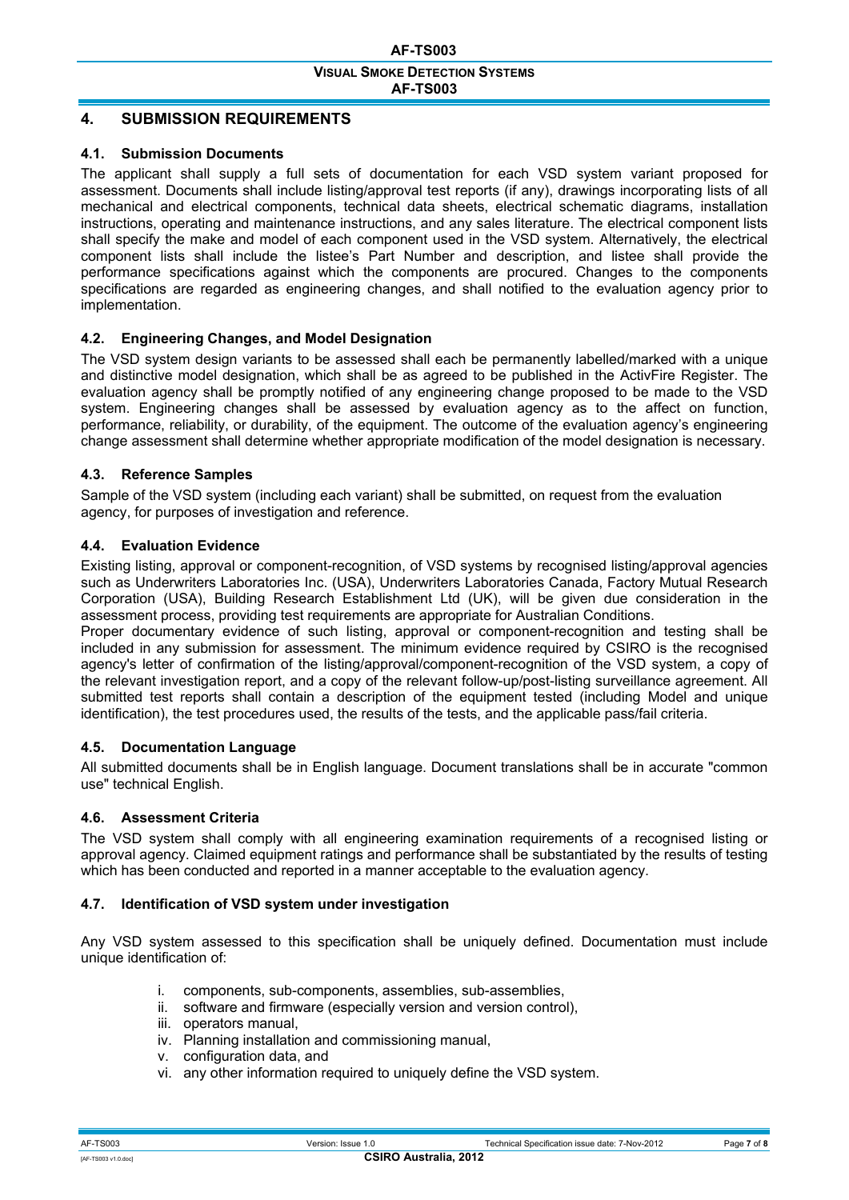## 4. SUBMISSION REQUIREMENTS

### 4.1. Submission Documents

The applicant shall supply a full sets of documentation for each VSD system variant proposed for assessment. Documents shall include listing/approval test reports (if any), drawings incorporating lists of all mechanical and electrical components, technical data sheets, electrical schematic diagrams, installation instructions, operating and maintenance instructions, and any sales literature. The electrical component lists shall specify the make and model of each component used in the VSD system. Alternatively, the electrical component lists shall include the listee's Part Number and description, and listee shall provide the performance specifications against which the components are procured. Changes to the components specifications are regarded as engineering changes, and shall notified to the evaluation agency prior to implementation.

### 4.2. Engineering Changes, and Model Designation

The VSD system design variants to be assessed shall each be permanently labelled/marked with a unique and distinctive model designation, which shall be as agreed to be published in the ActivFire Register. The evaluation agency shall be promptly notified of any engineering change proposed to be made to the VSD system. Engineering changes shall be assessed by evaluation agency as to the affect on function, performance, reliability, or durability, of the equipment. The outcome of the evaluation agency's engineering change assessment shall determine whether appropriate modification of the model designation is necessary.

### 4.3. Reference Samples

Sample of the VSD system (including each variant) shall be submitted, on request from the evaluation agency, for purposes of investigation and reference.

### 4.4. Evaluation Evidence

Existing listing, approval or component-recognition, of VSD systems by recognised listing/approval agencies such as Underwriters Laboratories Inc. (USA), Underwriters Laboratories Canada, Factory Mutual Research Corporation (USA), Building Research Establishment Ltd (UK), will be given due consideration in the assessment process, providing test requirements are appropriate for Australian Conditions.

Proper documentary evidence of such listing, approval or component-recognition and testing shall be included in any submission for assessment. The minimum evidence required by CSIRO is the recognised agency's letter of confirmation of the listing/approval/component-recognition of the VSD system, a copy of the relevant investigation report, and a copy of the relevant follow-up/post-listing surveillance agreement. All submitted test reports shall contain a description of the equipment tested (including Model and unique identification), the test procedures used, the results of the tests, and the applicable pass/fail criteria.

### 4.5. Documentation Language

All submitted documents shall be in English language. Document translations shall be in accurate "common use" technical English.

### 4.6. Assessment Criteria

The VSD system shall comply with all engineering examination requirements of a recognised listing or approval agency. Claimed equipment ratings and performance shall be substantiated by the results of testing which has been conducted and reported in a manner acceptable to the evaluation agency.

### 4.7. Identification of VSD system under investigation

Any VSD system assessed to this specification shall be uniquely defined. Documentation must include unique identification of:

i. components, sub-components, assemblies, sub-assemblies,
ii. software and firmware (especially version and version control),
iii. operators manual,
iv. Planning installation and commissioning manual,
v. configuration data, and
vi. any other information required to uniquely define the VSD system.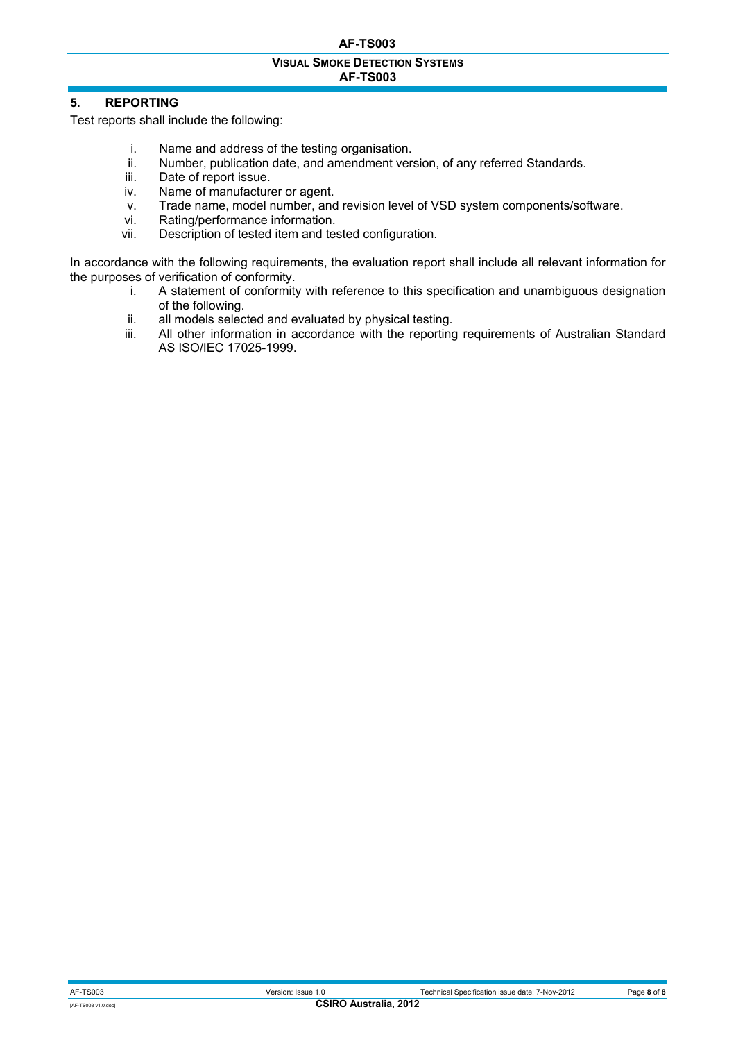## 5. REPORTING

Test reports shall include the following:

i. Name and address of the testing organisation.
ii. Number, publication date, and amendment version, of any referred Standards.
iii. Date of report issue.
iv. Name of manufacturer or agent.
v. Trade name, model number, and revision level of VSD system components/software.
vi. Rating/performance information.
vii. Description of tested item and tested configuration.

In accordance with the following requirements, the evaluation report shall include all relevant information for the purposes of verification of conformity.

i. A statement of conformity with reference to this specification and unambiguous designation of the following.
ii. all models selected and evaluated by physical testing.
iii. All other information in accordance with the reporting requirements of Australian Standard AS ISO/IEC 17025-1999.